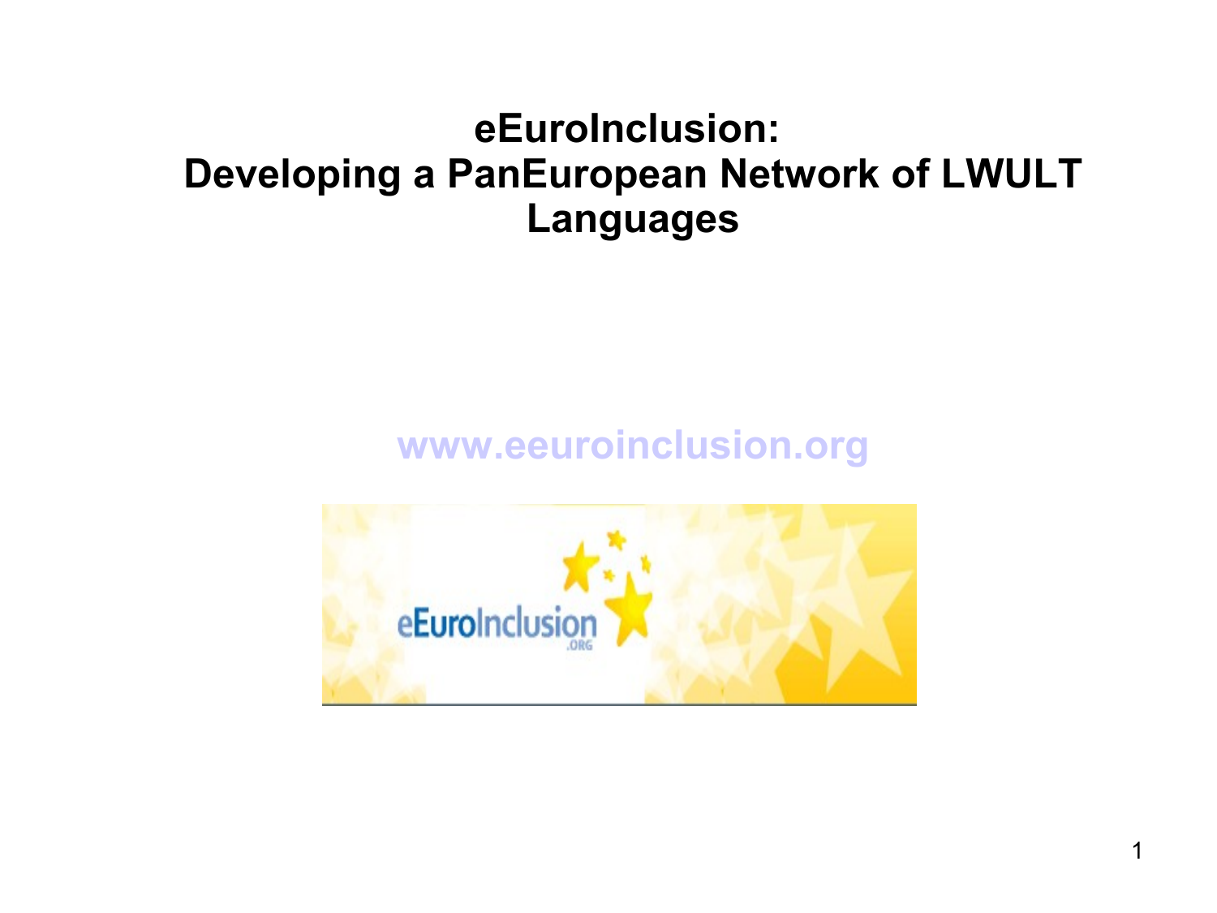# eEuroInclusion:
# Developing a PanEuropean Network of LWULT Languages

www.eeuroinclusion.org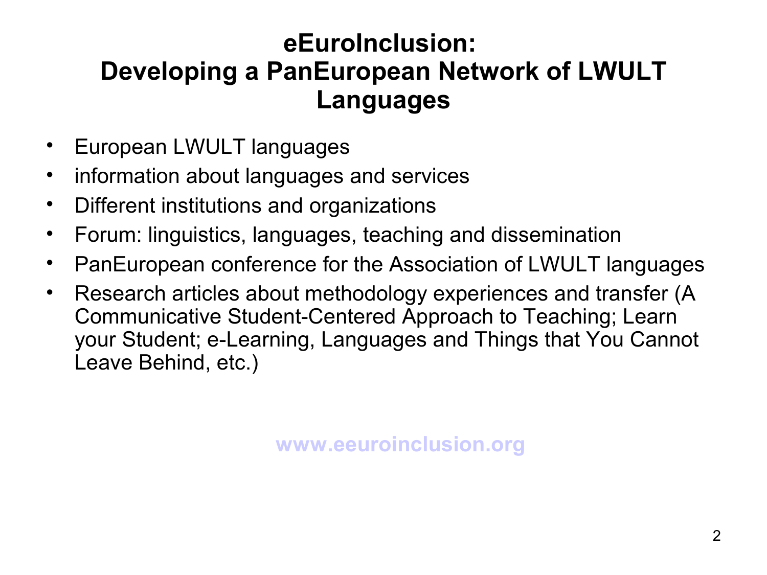# eEuroInclusion: Developing a PanEuropean Network of LWULT Languages

- European LWULT languages
- information about languages and services
- Different institutions and organizations
- Forum: linguistics, languages, teaching and dissemination
- PanEuropean conference for the Association of LWULT languages
- Research articles about methodology experiences and transfer (A Communicative Student-Centered Approach to Teaching; Learn your Student; e-Learning, Languages and Things that You Cannot Leave Behind, etc.)

**www.eeuroinclusion.org**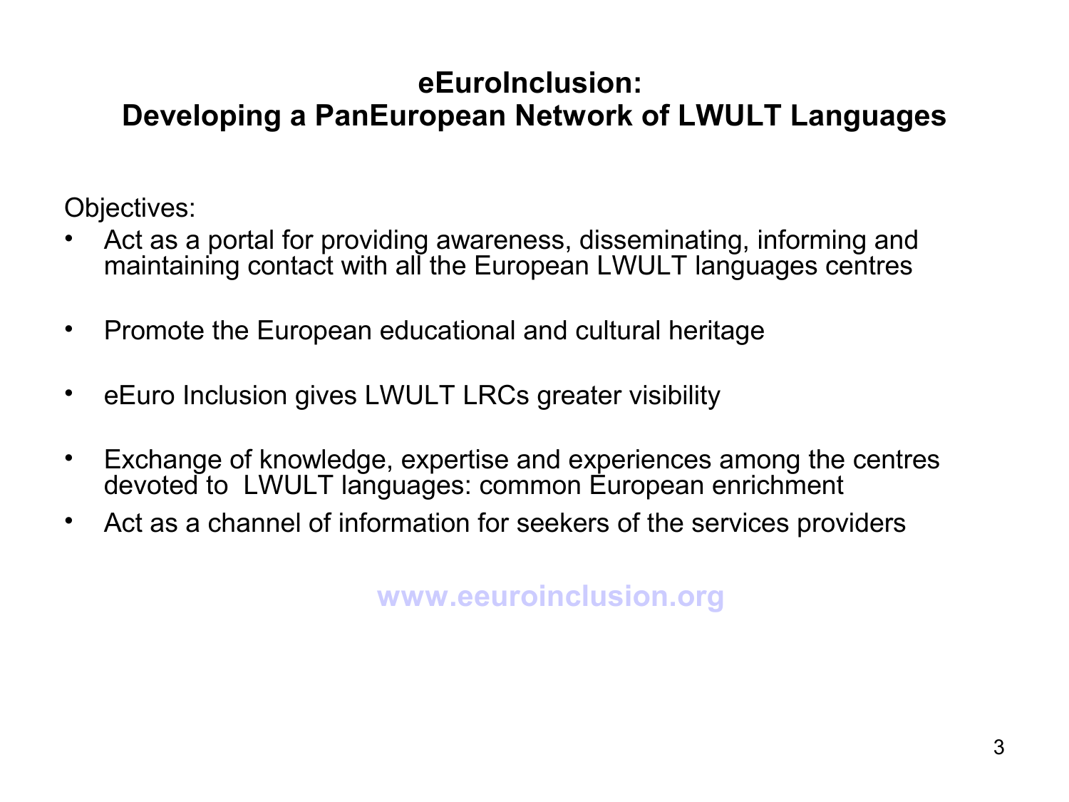## eEuroInclusion: Developing a PanEuropean Network of LWULT Languages

Objectives:

- Act as a portal for providing awareness, disseminating, informing and maintaining contact with all the European LWULT languages centres
- Promote the European educational and cultural heritage
- eEuro Inclusion gives LWULT LRCs greater visibility
- Exchange of knowledge, expertise and experiences among the centres devoted to LWULT languages: common European enrichment
- Act as a channel of information for seekers of the services providers

**www.eeuroinclusion.org**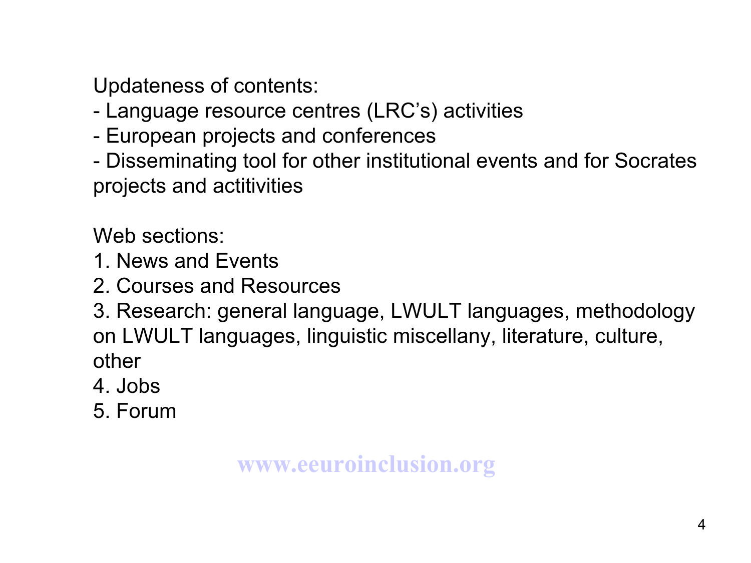Updateness of contents:

- Language resource centres (LRC's) activities
- European projects and conferences
- Disseminating tool for other institutional events and for Socrates projects and actitivities

Web sections:

1. News and Events
2. Courses and Resources
3. Research: general language, LWULT languages, methodology on LWULT languages, linguistic miscellany, literature, culture, other
4. Jobs
5. Forum

**www.eeuroinclusion.org**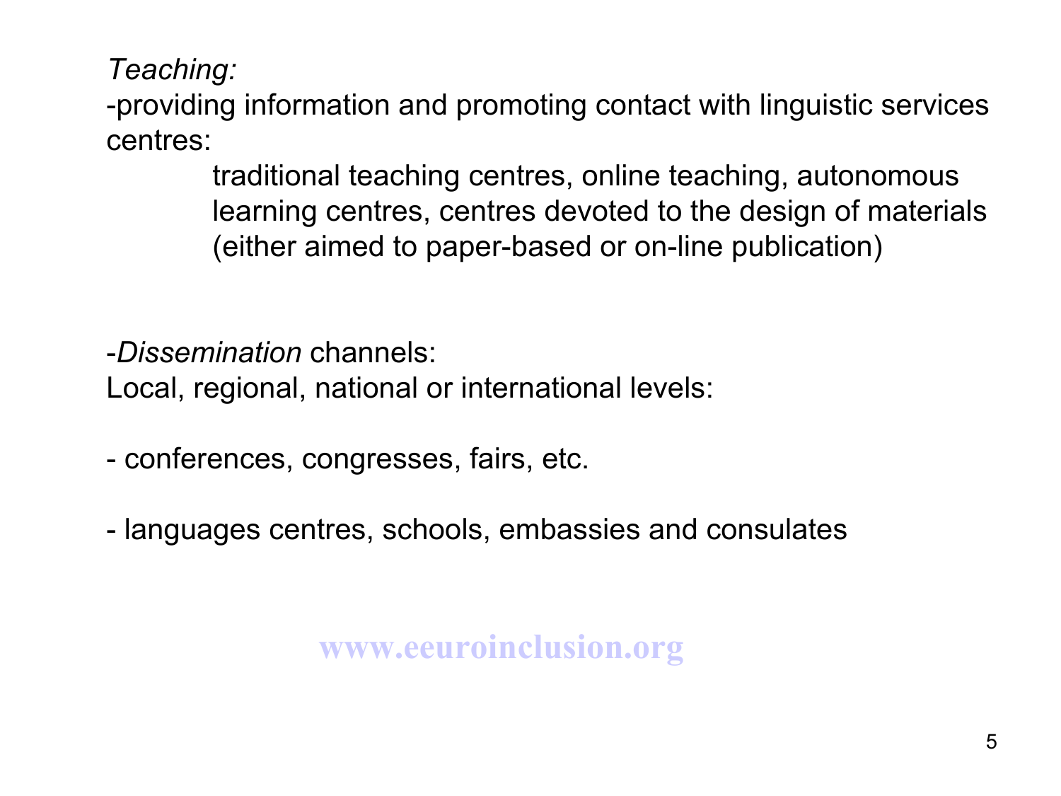*Teaching:*

-providing information and promoting contact with linguistic services centres:

> traditional teaching centres, online teaching, autonomous learning centres, centres devoted to the design of materials (either aimed to paper-based or on-line publication)

-*Dissemination* channels:

Local, regional, national or international levels:

- conferences, congresses, fairs, etc.

- languages centres, schools, embassies and consulates

www.eeuroinclusion.org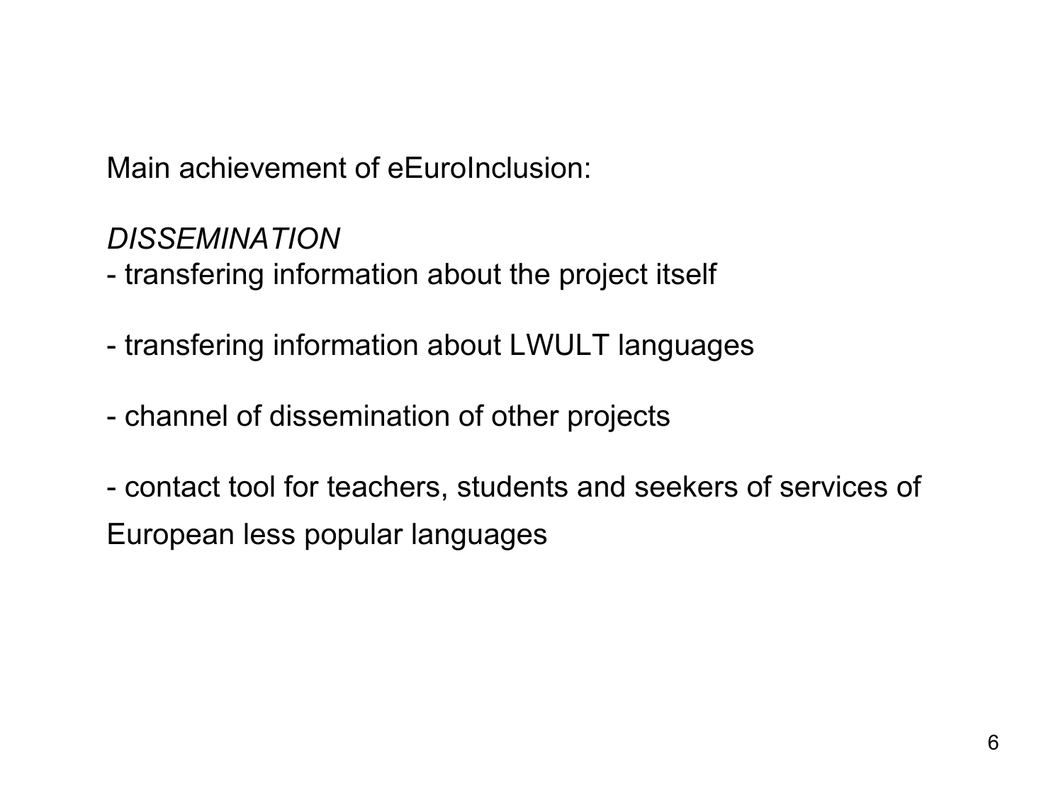Main achievement of eEuroInclusion:

*DISSEMINATION*

- transfering information about the project itself

- transfering information about LWULT languages

- channel of dissemination of other projects

- contact tool for teachers, students and seekers of services of European less popular languages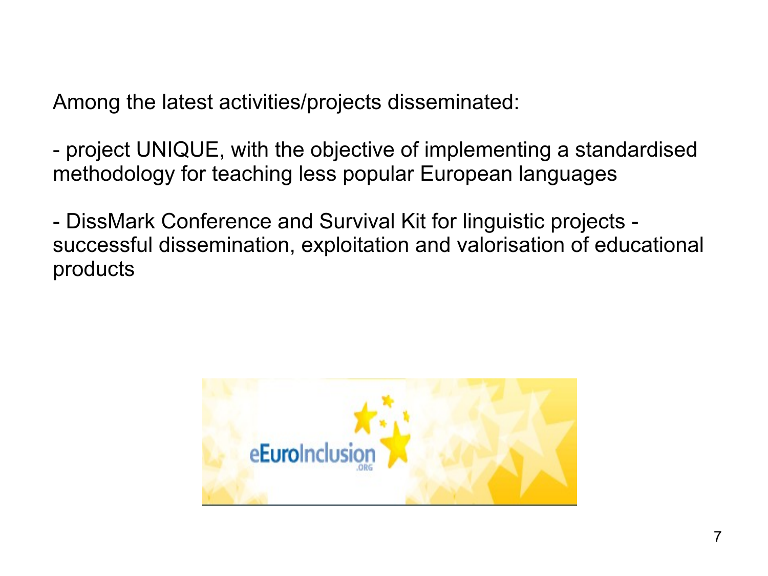Among the latest activities/projects disseminated:

- project UNIQUE, with the objective of implementing a standardised methodology for teaching less popular European languages

- DissMark Conference and Survival Kit for linguistic projects - successful dissemination, exploitation and valorisation of educational products